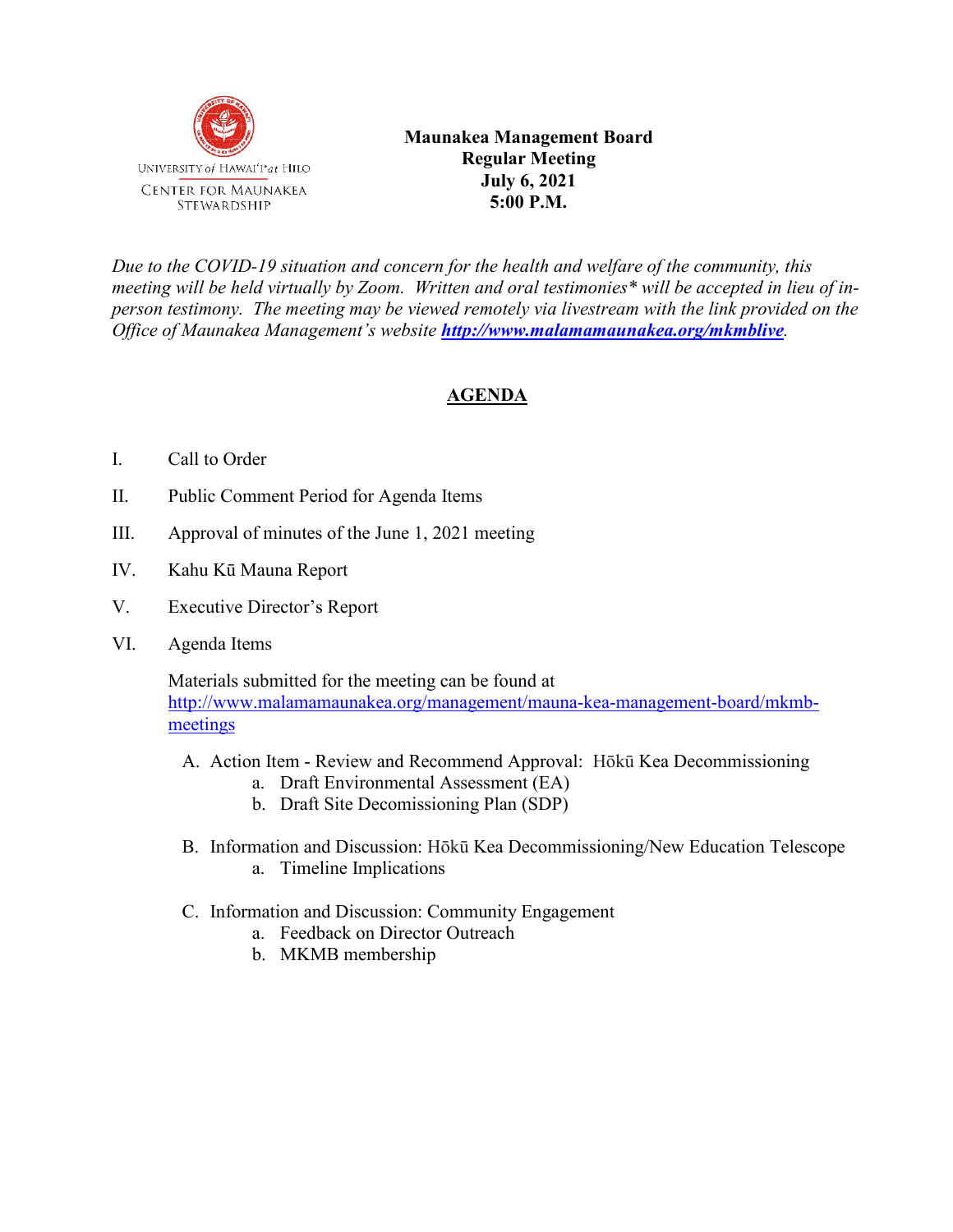UNIVERSITY *of* HAWAI'I *at* HILO
CENTER FOR MAUNAKEA STEWARDSHIP

**Maunakea Management Board**
**Regular Meeting**
**July 6, 2021**
**5:00 P.M.**

*Due to the COVID-19 situation and concern for the health and welfare of the community, this meeting will be held virtually by Zoom. Written and oral testimonies\* will be accepted in lieu of in-person testimony. The meeting may be viewed remotely via livestream with the link provided on the Office of Maunakea Management's website* ***http://www.malamamaunakea.org/mkmblive***.

## AGENDA

I. Call to Order

II. Public Comment Period for Agenda Items

III. Approval of minutes of the June 1, 2021 meeting

IV. Kahu Kū Mauna Report

V. Executive Director's Report

VI. Agenda Items

Materials submitted for the meeting can be found at http://www.malamamaunakea.org/management/mauna-kea-management-board/mkmb-meetings

A. Action Item - Review and Recommend Approval: Hōkū Kea Decommissioning
   a. Draft Environmental Assessment (EA)
   b. Draft Site Decomissioning Plan (SDP)

B. Information and Discussion: Hōkū Kea Decommissioning/New Education Telescope
   a. Timeline Implications

C. Information and Discussion: Community Engagement
   a. Feedback on Director Outreach
   b. MKMB membership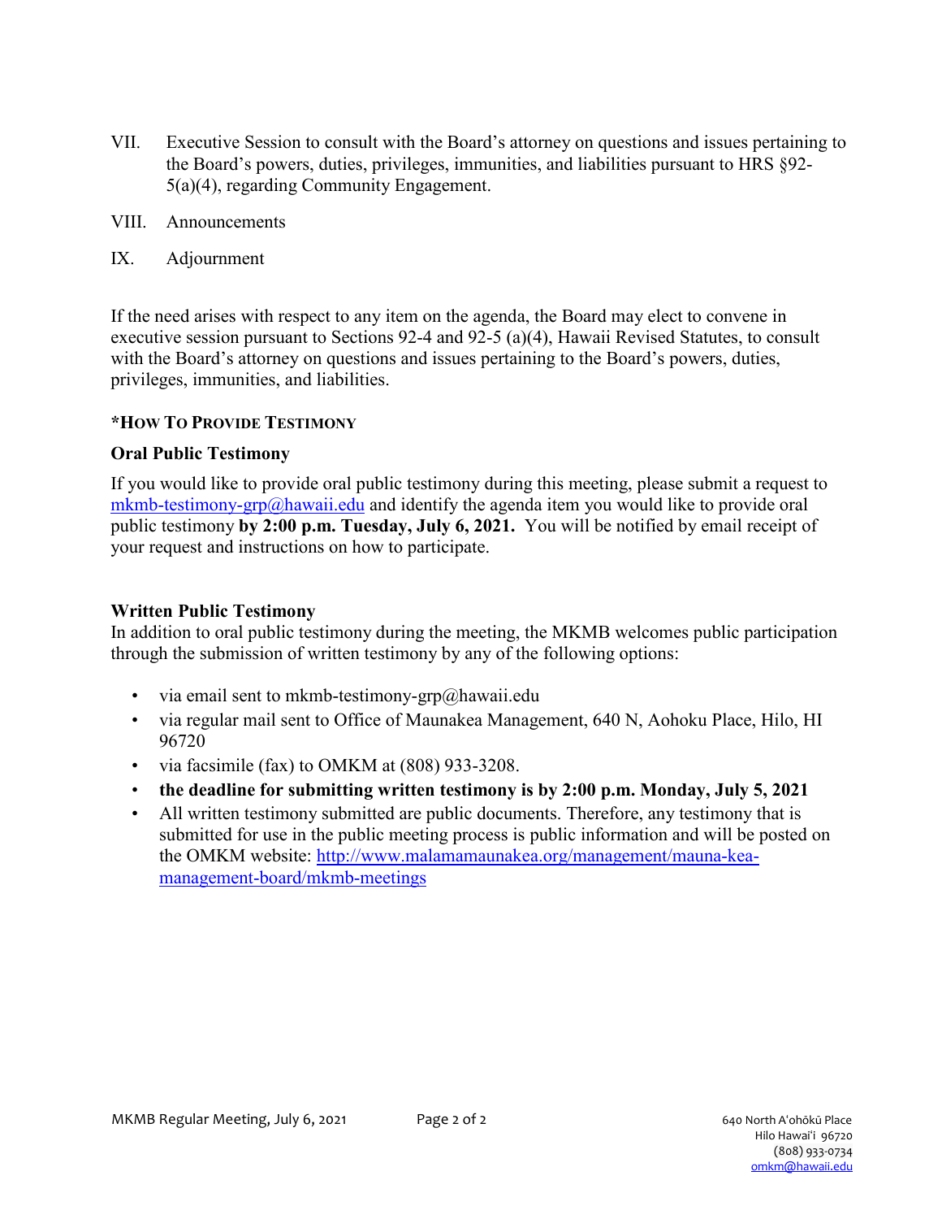VII. Executive Session to consult with the Board's attorney on questions and issues pertaining to the Board's powers, duties, privileges, immunities, and liabilities pursuant to HRS §92-5(a)(4), regarding Community Engagement.

VIII. Announcements

IX. Adjournment

If the need arises with respect to any item on the agenda, the Board may elect to convene in executive session pursuant to Sections 92-4 and 92-5 (a)(4), Hawaii Revised Statutes, to consult with the Board's attorney on questions and issues pertaining to the Board's powers, duties, privileges, immunities, and liabilities.

### *HOW TO PROVIDE TESTIMONY

#### Oral Public Testimony

If you would like to provide oral public testimony during this meeting, please submit a request to mkmb-testimony-grp@hawaii.edu and identify the agenda item you would like to provide oral public testimony **by 2:00 p.m. Tuesday, July 6, 2021.** You will be notified by email receipt of your request and instructions on how to participate.

#### Written Public Testimony

In addition to oral public testimony during the meeting, the MKMB welcomes public participation through the submission of written testimony by any of the following options:

- via email sent to mkmb-testimony-grp@hawaii.edu
- via regular mail sent to Office of Maunakea Management, 640 N, Aohoku Place, Hilo, HI 96720
- via facsimile (fax) to OMKM at (808) 933-3208.
- **the deadline for submitting written testimony is by 2:00 p.m. Monday, July 5, 2021**
- All written testimony submitted are public documents. Therefore, any testimony that is submitted for use in the public meeting process is public information and will be posted on the OMKM website: http://www.malamamaunakea.org/management/mauna-kea-management-board/mkmb-meetings

640 North A'ohōkū Place
Hilo Hawai'i 96720
(808) 933-0734
omkm@hawaii.edu